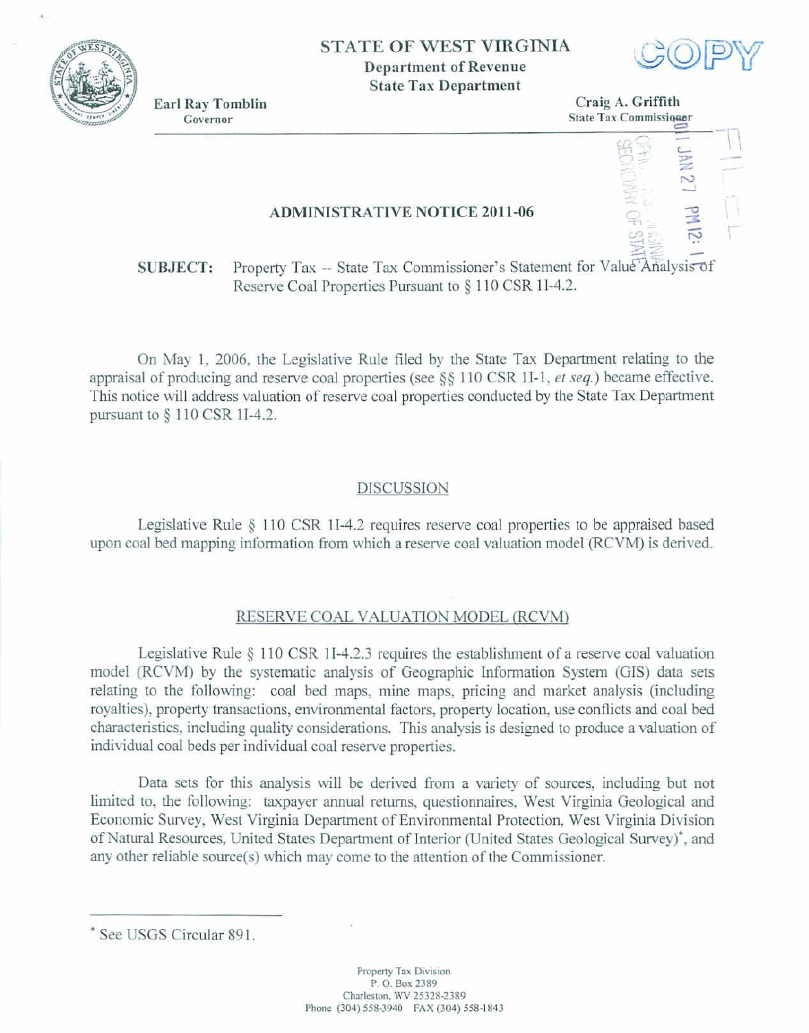STATE OF WEST VIRGINIA
Department of Revenue
State Tax Department

COPY

Earl Ray Tomblin
Governor

Craig A. Griffith
State Tax Commissioner

2011 JAN 27 PM 12: 1

OFFICE OF SECRETARY OF STATE

FILED

# ADMINISTRATIVE NOTICE 2011-06

**SUBJECT:** Property Tax -- State Tax Commissioner's Statement for Value Analysis of Reserve Coal Properties Pursuant to § 110 CSR 1I-4.2.

On May 1, 2006, the Legislative Rule filed by the State Tax Department relating to the appraisal of producing and reserve coal properties (see §§ 110 CSR 1I-1, *et seq.*) became effective. This notice will address valuation of reserve coal properties conducted by the State Tax Department pursuant to § 110 CSR 1I-4.2.

## DISCUSSION

Legislative Rule § 110 CSR 1I-4.2 requires reserve coal properties to be appraised based upon coal bed mapping information from which a reserve coal valuation model (RCVM) is derived.

## RESERVE COAL VALUATION MODEL (RCVM)

Legislative Rule § 110 CSR 1I-4.2.3 requires the establishment of a reserve coal valuation model (RCVM) by the systematic analysis of Geographic Information System (GIS) data sets relating to the following: coal bed maps, mine maps, pricing and market analysis (including royalties), property transactions, environmental factors, property location, use conflicts and coal bed characteristics, including quality considerations. This analysis is designed to produce a valuation of individual coal beds per individual coal reserve properties.

Data sets for this analysis will be derived from a variety of sources, including but not limited to, the following: taxpayer annual returns, questionnaires, West Virginia Geological and Economic Survey, West Virginia Department of Environmental Protection, West Virginia Division of Natural Resources, United States Department of Interior (United States Geological Survey)*, and any other reliable source(s) which may come to the attention of the Commissioner.

---

* See USGS Circular 891.

Property Tax Division
P. O. Box 2389
Charleston, WV 25328-2389
Phone (304) 558-3940 FAX (304) 558-1843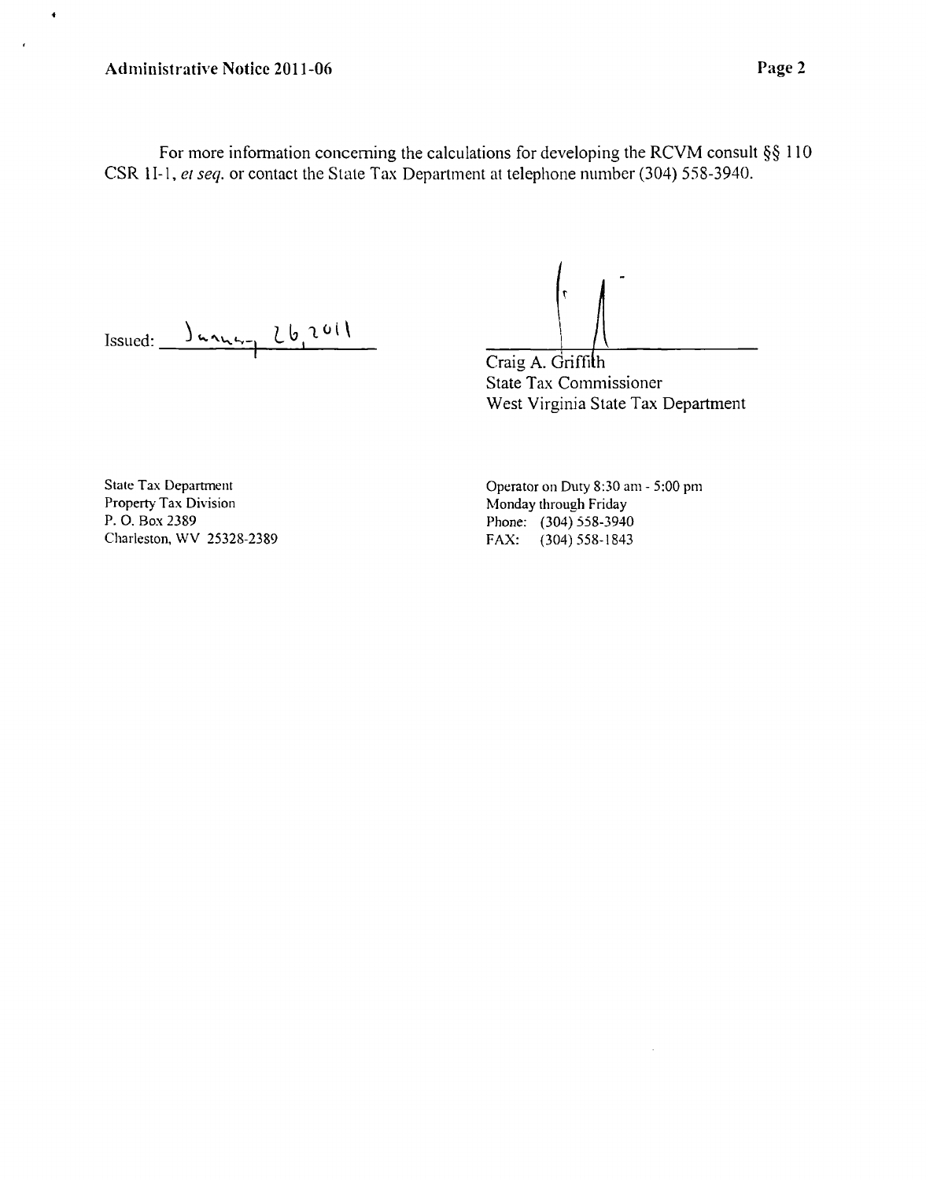For more information concerning the calculations for developing the RCVM consult §§ 110 CSR 1I-1, *et seq.* or contact the State Tax Department at telephone number (304) 558-3940.

Issued: January 26, 2011

Craig A. Griffith
State Tax Commissioner
West Virginia State Tax Department

State Tax Department
Property Tax Division
P. O. Box 2389
Charleston, WV 25328-2389

Operator on Duty 8:30 am - 5:00 pm
Monday through Friday
Phone: (304) 558-3940
FAX: (304) 558-1843